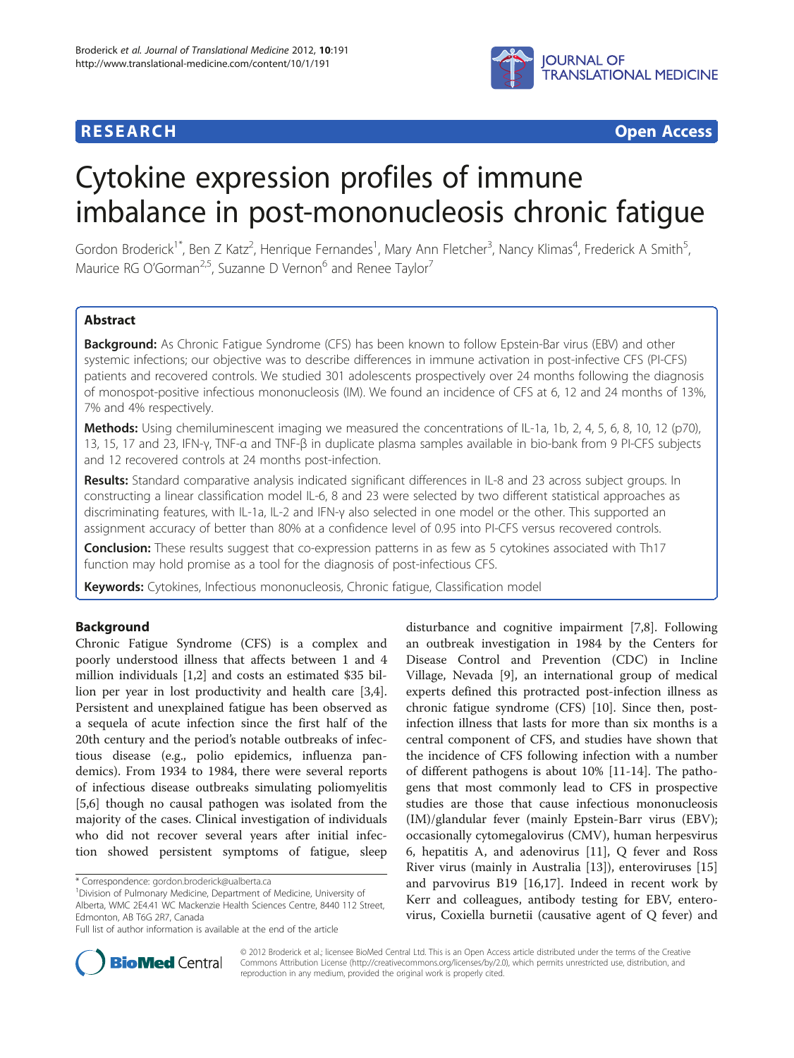**RESEARCH** **Open Access**

# Cytokine expression profiles of immune imbalance in post-mononucleosis chronic fatigue

Gordon Broderick[1*], Ben Z Katz[2], Henrique Fernandes[1], Mary Ann Fletcher[3], Nancy Klimas[4], Frederick A Smith[5], Maurice RG O'Gorman[2,5], Suzanne D Vernon[6] and Renee Taylor[7]

## Abstract

**Background:** As Chronic Fatigue Syndrome (CFS) has been known to follow Epstein-Bar virus (EBV) and other systemic infections; our objective was to describe differences in immune activation in post-infective CFS (PI-CFS) patients and recovered controls. We studied 301 adolescents prospectively over 24 months following the diagnosis of monospot-positive infectious mononucleosis (IM). We found an incidence of CFS at 6, 12 and 24 months of 13%, 7% and 4% respectively.

**Methods:** Using chemiluminescent imaging we measured the concentrations of IL-1a, 1b, 2, 4, 5, 6, 8, 10, 12 (p70), 13, 15, 17 and 23, IFN-γ, TNF-α and TNF-β in duplicate plasma samples available in bio-bank from 9 PI-CFS subjects and 12 recovered controls at 24 months post-infection.

**Results:** Standard comparative analysis indicated significant differences in IL-8 and 23 across subject groups. In constructing a linear classification model IL-6, 8 and 23 were selected by two different statistical approaches as discriminating features, with IL-1a, IL-2 and IFN-γ also selected in one model or the other. This supported an assignment accuracy of better than 80% at a confidence level of 0.95 into PI-CFS versus recovered controls.

**Conclusion:** These results suggest that co-expression patterns in as few as 5 cytokines associated with Th17 function may hold promise as a tool for the diagnosis of post-infectious CFS.

**Keywords:** Cytokines, Infectious mononucleosis, Chronic fatigue, Classification model

## Background

Chronic Fatigue Syndrome (CFS) is a complex and poorly understood illness that affects between 1 and 4 million individuals [1,2] and costs an estimated $35 billion per year in lost productivity and health care [3,4]. Persistent and unexplained fatigue has been observed as a sequela of acute infection since the first half of the 20th century and the period's notable outbreaks of infectious disease (e.g., polio epidemics, influenza pandemics). From 1934 to 1984, there were several reports of infectious disease outbreaks simulating poliomyelitis [5,6] though no causal pathogen was isolated from the majority of the cases. Clinical investigation of individuals who did not recover several years after initial infection showed persistent symptoms of fatigue, sleep disturbance and cognitive impairment [7,8]. Following an outbreak investigation in 1984 by the Centers for Disease Control and Prevention (CDC) in Incline Village, Nevada [9], an international group of medical experts defined this protracted post-infection illness as chronic fatigue syndrome (CFS) [10]. Since then, post-infection illness that lasts for more than six months is a central component of CFS, and studies have shown that the incidence of CFS following infection with a number of different pathogens is about 10% [11-14]. The pathogens that most commonly lead to CFS in prospective studies are those that cause infectious mononucleosis (IM)/glandular fever (mainly Epstein-Barr virus (EBV); occasionally cytomegalovirus (CMV), human herpesvirus 6, hepatitis A, and adenovirus [11], Q fever and Ross River virus (mainly in Australia [13]), enteroviruses [15] and parvovirus B19 [16,17]. Indeed in recent work by Kerr and colleagues, antibody testing for EBV, enterovirus, Coxiella burnetii (causative agent of Q fever) and

\* Correspondence: gordon.broderick@ualberta.ca
[1]Division of Pulmonary Medicine, Department of Medicine, University of Alberta, WMC 2E4.41 WC Mackenzie Health Sciences Centre, 8440 112 Street, Edmonton, AB T6G 2R7, Canada
Full list of author information is available at the end of the article

© 2012 Broderick et al.; licensee BioMed Central Ltd. This is an Open Access article distributed under the terms of the Creative Commons Attribution License (http://creativecommons.org/licenses/by/2.0), which permits unrestricted use, distribution, and reproduction in any medium, provided the original work is properly cited.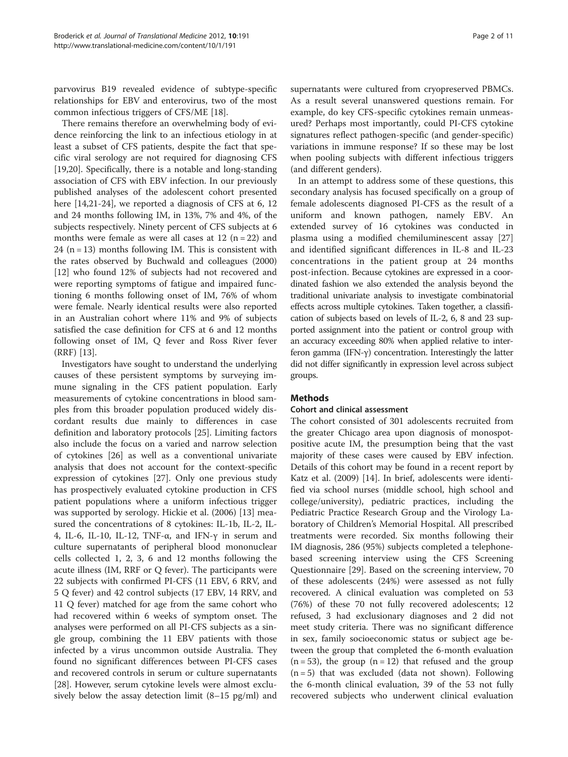parvovirus B19 revealed evidence of subtype-specific relationships for EBV and enterovirus, two of the most common infectious triggers of CFS/ME [18].

There remains therefore an overwhelming body of evidence reinforcing the link to an infectious etiology in at least a subset of CFS patients, despite the fact that specific viral serology are not required for diagnosing CFS [19,20]. Specifically, there is a notable and long-standing association of CFS with EBV infection. In our previously published analyses of the adolescent cohort presented here [14,21-24], we reported a diagnosis of CFS at 6, 12 and 24 months following IM, in 13%, 7% and 4%, of the subjects respectively. Ninety percent of CFS subjects at 6 months were female as were all cases at 12 (n = 22) and 24 (n = 13) months following IM. This is consistent with the rates observed by Buchwald and colleagues (2000) [12] who found 12% of subjects had not recovered and were reporting symptoms of fatigue and impaired functioning 6 months following onset of IM, 76% of whom were female. Nearly identical results were also reported in an Australian cohort where 11% and 9% of subjects satisfied the case definition for CFS at 6 and 12 months following onset of IM, Q fever and Ross River fever (RRF) [13].

Investigators have sought to understand the underlying causes of these persistent symptoms by surveying immune signaling in the CFS patient population. Early measurements of cytokine concentrations in blood samples from this broader population produced widely discordant results due mainly to differences in case definition and laboratory protocols [25]. Limiting factors also include the focus on a varied and narrow selection of cytokines [26] as well as a conventional univariate analysis that does not account for the context-specific expression of cytokines [27]. Only one previous study has prospectively evaluated cytokine production in CFS patient populations where a uniform infectious trigger was supported by serology. Hickie et al. (2006) [13] measured the concentrations of 8 cytokines: IL-1b, IL-2, IL-4, IL-6, IL-10, IL-12, TNF-α, and IFN-γ in serum and culture supernatants of peripheral blood mononuclear cells collected 1, 2, 3, 6 and 12 months following the acute illness (IM, RRF or Q fever). The participants were 22 subjects with confirmed PI-CFS (11 EBV, 6 RRV, and 5 Q fever) and 42 control subjects (17 EBV, 14 RRV, and 11 Q fever) matched for age from the same cohort who had recovered within 6 weeks of symptom onset. The analyses were performed on all PI-CFS subjects as a single group, combining the 11 EBV patients with those infected by a virus uncommon outside Australia. They found no significant differences between PI-CFS cases and recovered controls in serum or culture supernatants [28]. However, serum cytokine levels were almost exclusively below the assay detection limit (8–15 pg/ml) and supernatants were cultured from cryopreserved PBMCs. As a result several unanswered questions remain. For example, do key CFS-specific cytokines remain unmeasured? Perhaps most importantly, could PI-CFS cytokine signatures reflect pathogen-specific (and gender-specific) variations in immune response? If so these may be lost when pooling subjects with different infectious triggers (and different genders).

In an attempt to address some of these questions, this secondary analysis has focused specifically on a group of female adolescents diagnosed PI-CFS as the result of a uniform and known pathogen, namely EBV. An extended survey of 16 cytokines was conducted in plasma using a modified chemiluminescent assay [27] and identified significant differences in IL-8 and IL-23 concentrations in the patient group at 24 months post-infection. Because cytokines are expressed in a coordinated fashion we also extended the analysis beyond the traditional univariate analysis to investigate combinatorial effects across multiple cytokines. Taken together, a classification of subjects based on levels of IL-2, 6, 8 and 23 supported assignment into the patient or control group with an accuracy exceeding 80% when applied relative to interferon gamma (IFN-γ) concentration. Interestingly the latter did not differ significantly in expression level across subject groups.

## Methods

### Cohort and clinical assessment

The cohort consisted of 301 adolescents recruited from the greater Chicago area upon diagnosis of monospot-positive acute IM, the presumption being that the vast majority of these cases were caused by EBV infection. Details of this cohort may be found in a recent report by Katz et al. (2009) [14]. In brief, adolescents were identified via school nurses (middle school, high school and college/university), pediatric practices, including the Pediatric Practice Research Group and the Virology Laboratory of Children's Memorial Hospital. All prescribed treatments were recorded. Six months following their IM diagnosis, 286 (95%) subjects completed a telephone-based screening interview using the CFS Screening Questionnaire [29]. Based on the screening interview, 70 of these adolescents (24%) were assessed as not fully recovered. A clinical evaluation was completed on 53 (76%) of these 70 not fully recovered adolescents; 12 refused, 3 had exclusionary diagnoses and 2 did not meet study criteria. There was no significant difference in sex, family socioeconomic status or subject age between the group that completed the 6-month evaluation (n = 53), the group (n = 12) that refused and the group (n = 5) that was excluded (data not shown). Following the 6-month clinical evaluation, 39 of the 53 not fully recovered subjects who underwent clinical evaluation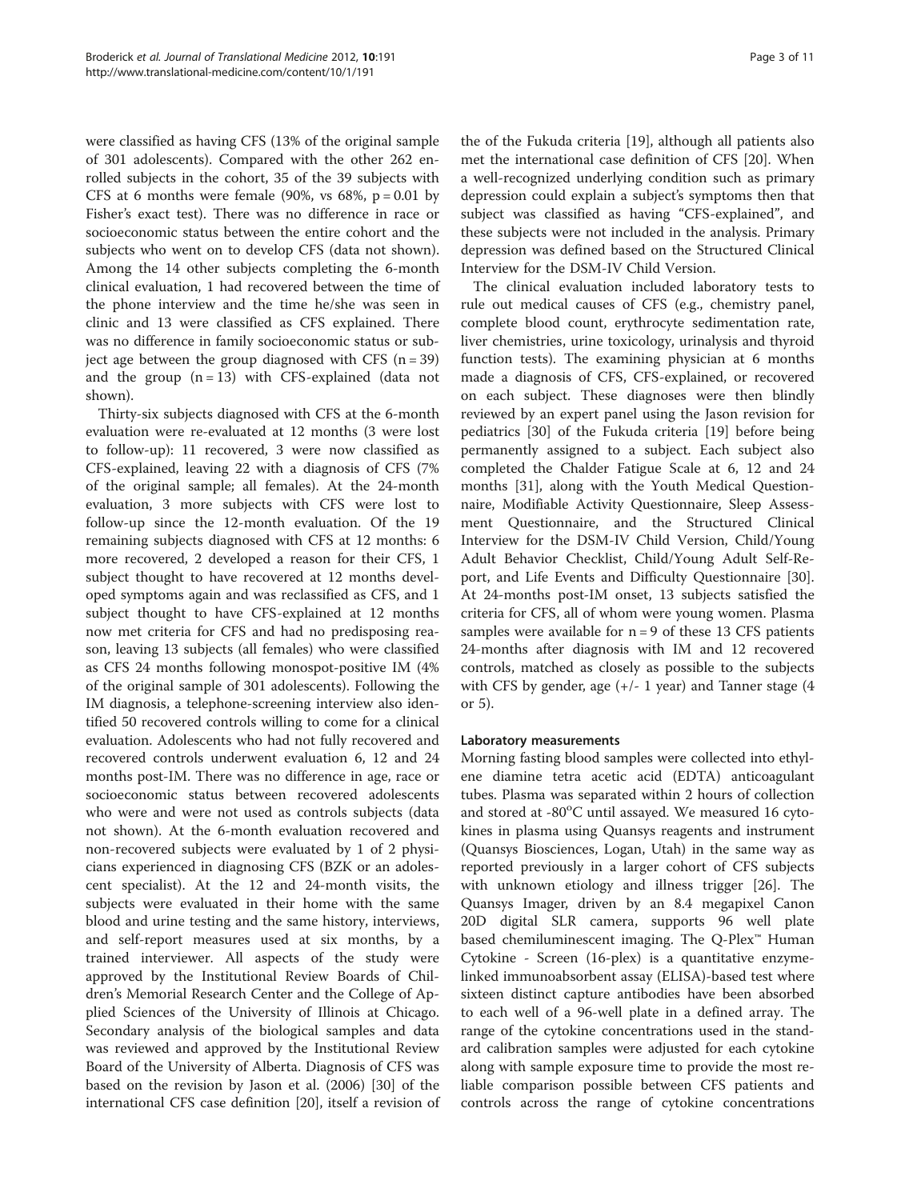were classified as having CFS (13% of the original sample of 301 adolescents). Compared with the other 262 enrolled subjects in the cohort, 35 of the 39 subjects with CFS at 6 months were female (90%, vs 68%, $p = 0.01$ by Fisher's exact test). There was no difference in race or socioeconomic status between the entire cohort and the subjects who went on to develop CFS (data not shown). Among the 14 other subjects completing the 6-month clinical evaluation, 1 had recovered between the time of the phone interview and the time he/she was seen in clinic and 13 were classified as CFS explained. There was no difference in family socioeconomic status or subject age between the group diagnosed with CFS ($n = 39$) and the group ($n = 13$) with CFS-explained (data not shown).

Thirty-six subjects diagnosed with CFS at the 6-month evaluation were re-evaluated at 12 months (3 were lost to follow-up): 11 recovered, 3 were now classified as CFS-explained, leaving 22 with a diagnosis of CFS (7% of the original sample; all females). At the 24-month evaluation, 3 more subjects with CFS were lost to follow-up since the 12-month evaluation. Of the 19 remaining subjects diagnosed with CFS at 12 months: 6 more recovered, 2 developed a reason for their CFS, 1 subject thought to have recovered at 12 months developed symptoms again and was reclassified as CFS, and 1 subject thought to have CFS-explained at 12 months now met criteria for CFS and had no predisposing reason, leaving 13 subjects (all females) who were classified as CFS 24 months following monospot-positive IM (4% of the original sample of 301 adolescents). Following the IM diagnosis, a telephone-screening interview also identified 50 recovered controls willing to come for a clinical evaluation. Adolescents who had not fully recovered and recovered controls underwent evaluation 6, 12 and 24 months post-IM. There was no difference in age, race or socioeconomic status between recovered adolescents who were and were not used as controls subjects (data not shown). At the 6-month evaluation recovered and non-recovered subjects were evaluated by 1 of 2 physicians experienced in diagnosing CFS (BZK or an adolescent specialist). At the 12 and 24-month visits, the subjects were evaluated in their home with the same blood and urine testing and the same history, interviews, and self-report measures used at six months, by a trained interviewer. All aspects of the study were approved by the Institutional Review Boards of Children's Memorial Research Center and the College of Applied Sciences of the University of Illinois at Chicago. Secondary analysis of the biological samples and data was reviewed and approved by the Institutional Review Board of the University of Alberta. Diagnosis of CFS was based on the revision by Jason et al. (2006) [30] of the international CFS case definition [20], itself a revision of the of the Fukuda criteria [19], although all patients also met the international case definition of CFS [20]. When a well-recognized underlying condition such as primary depression could explain a subject's symptoms then that subject was classified as having "CFS-explained", and these subjects were not included in the analysis. Primary depression was defined based on the Structured Clinical Interview for the DSM-IV Child Version.

The clinical evaluation included laboratory tests to rule out medical causes of CFS (e.g., chemistry panel, complete blood count, erythrocyte sedimentation rate, liver chemistries, urine toxicology, urinalysis and thyroid function tests). The examining physician at 6 months made a diagnosis of CFS, CFS-explained, or recovered on each subject. These diagnoses were then blindly reviewed by an expert panel using the Jason revision for pediatrics [30] of the Fukuda criteria [19] before being permanently assigned to a subject. Each subject also completed the Chalder Fatigue Scale at 6, 12 and 24 months [31], along with the Youth Medical Questionnaire, Modifiable Activity Questionnaire, Sleep Assessment Questionnaire, and the Structured Clinical Interview for the DSM-IV Child Version, Child/Young Adult Behavior Checklist, Child/Young Adult Self-Report, and Life Events and Difficulty Questionnaire [30]. At 24-months post-IM onset, 13 subjects satisfied the criteria for CFS, all of whom were young women. Plasma samples were available for $n = 9$ of these 13 CFS patients 24-months after diagnosis with IM and 12 recovered controls, matched as closely as possible to the subjects with CFS by gender, age (+/- 1 year) and Tanner stage (4 or 5).

### Laboratory measurements

Morning fasting blood samples were collected into ethylene diamine tetra acetic acid (EDTA) anticoagulant tubes. Plasma was separated within 2 hours of collection and stored at -80°C until assayed. We measured 16 cytokines in plasma using Quansys reagents and instrument (Quansys Biosciences, Logan, Utah) in the same way as reported previously in a larger cohort of CFS subjects with unknown etiology and illness trigger [26]. The Quansys Imager, driven by an 8.4 megapixel Canon 20D digital SLR camera, supports 96 well plate based chemiluminescent imaging. The Q-Plex™ Human Cytokine - Screen (16-plex) is a quantitative enzyme-linked immunoabsorbent assay (ELISA)-based test where sixteen distinct capture antibodies have been absorbed to each well of a 96-well plate in a defined array. The range of the cytokine concentrations used in the standard calibration samples were adjusted for each cytokine along with sample exposure time to provide the most reliable comparison possible between CFS patients and controls across the range of cytokine concentrations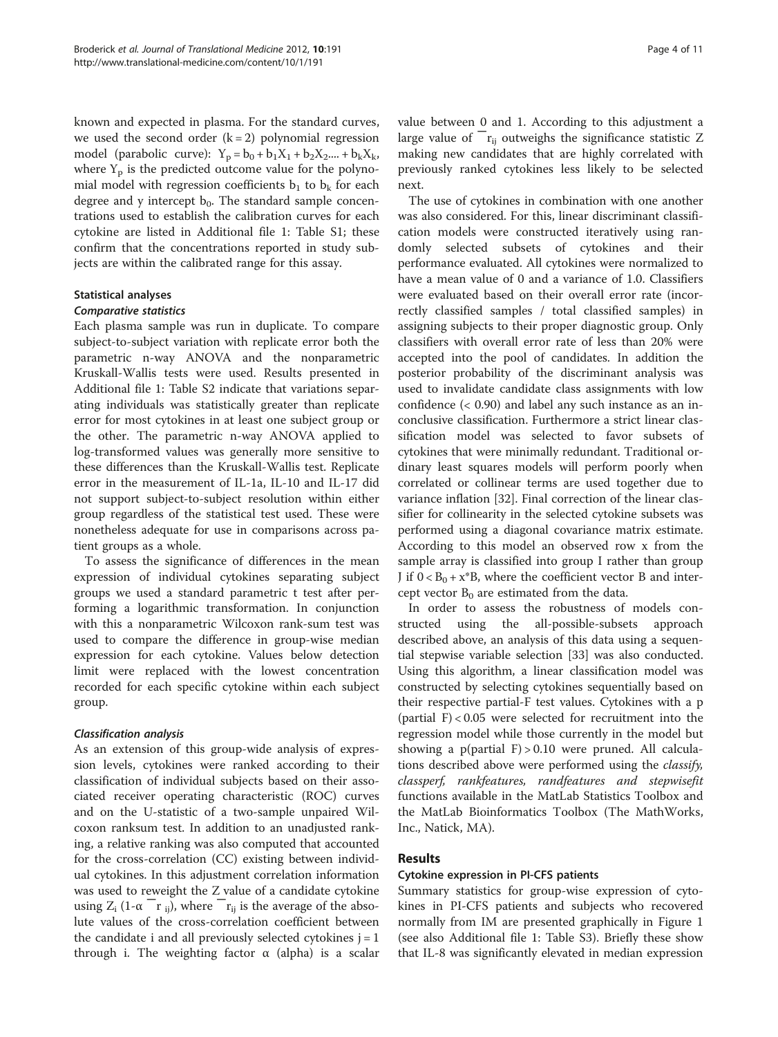known and expected in plasma. For the standard curves, we used the second order $(k = 2)$ polynomial regression model (parabolic curve): $Y_p = b_0 + b_1X_1 + b_2X_2.... + b_kX_k$, where $Y_p$ is the predicted outcome value for the polynomial model with regression coefficients $b_1$ to $b_k$ for each degree and y intercept $b_0$. The standard sample concentrations used to establish the calibration curves for each cytokine are listed in Additional file 1: Table S1; these confirm that the concentrations reported in study subjects are within the calibrated range for this assay.

### Statistical analyses

#### *Comparative statistics*

Each plasma sample was run in duplicate. To compare subject-to-subject variation with replicate error both the parametric n-way ANOVA and the nonparametric Kruskall-Wallis tests were used. Results presented in Additional file 1: Table S2 indicate that variations separating individuals was statistically greater than replicate error for most cytokines in at least one subject group or the other. The parametric n-way ANOVA applied to log-transformed values was generally more sensitive to these differences than the Kruskall-Wallis test. Replicate error in the measurement of IL-1a, IL-10 and IL-17 did not support subject-to-subject resolution within either group regardless of the statistical test used. These were nonetheless adequate for use in comparisons across patient groups as a whole.

To assess the significance of differences in the mean expression of individual cytokines separating subject groups we used a standard parametric t test after performing a logarithmic transformation. In conjunction with this a nonparametric Wilcoxon rank-sum test was used to compare the difference in group-wise median expression for each cytokine. Values below detection limit were replaced with the lowest concentration recorded for each specific cytokine within each subject group.

#### *Classification analysis*

As an extension of this group-wide analysis of expression levels, cytokines were ranked according to their classification of individual subjects based on their associated receiver operating characteristic (ROC) curves and on the U-statistic of a two-sample unpaired Wilcoxon ranksum test. In addition to an unadjusted ranking, a relative ranking was also computed that accounted for the cross-correlation (CC) existing between individual cytokines. In this adjustment correlation information was used to reweight the Z value of a candidate cytokine using $Z_i (1-\alpha \, \bar{r}_{ij})$, where $\bar{r}_{ij}$ is the average of the absolute values of the cross-correlation coefficient between the candidate i and all previously selected cytokines $j = 1$ through i. The weighting factor α (alpha) is a scalar value between 0 and 1. According to this adjustment a large value of $\bar{r}_{ij}$ outweighs the significance statistic Z making new candidates that are highly correlated with previously ranked cytokines less likely to be selected next.

The use of cytokines in combination with one another was also considered. For this, linear discriminant classification models were constructed iteratively using randomly selected subsets of cytokines and their performance evaluated. All cytokines were normalized to have a mean value of 0 and a variance of 1.0. Classifiers were evaluated based on their overall error rate (incorrectly classified samples / total classified samples) in assigning subjects to their proper diagnostic group. Only classifiers with overall error rate of less than 20% were accepted into the pool of candidates. In addition the posterior probability of the discriminant analysis was used to invalidate candidate class assignments with low confidence (< 0.90) and label any such instance as an inconclusive classification. Furthermore a strict linear classification model was selected to favor subsets of cytokines that were minimally redundant. Traditional ordinary least squares models will perform poorly when correlated or collinear terms are used together due to variance inflation [32]. Final correction of the linear classifier for collinearity in the selected cytokine subsets was performed using a diagonal covariance matrix estimate. According to this model an observed row x from the sample array is classified into group I rather than group J if $0 < B_0 + x^*B$, where the coefficient vector B and intercept vector $B_0$ are estimated from the data.

In order to assess the robustness of models constructed using the all-possible-subsets approach described above, an analysis of this data using a sequential stepwise variable selection [33] was also conducted. Using this algorithm, a linear classification model was constructed by selecting cytokines sequentially based on their respective partial-F test values. Cytokines with a p (partial F) < 0.05 were selected for recruitment into the regression model while those currently in the model but showing a p(partial F) > 0.10 were pruned. All calculations described above were performed using the *classify, classperf, rankfeatures, randfeatures and stepwisefit* functions available in the MatLab Statistics Toolbox and the MatLab Bioinformatics Toolbox (The MathWorks, Inc., Natick, MA).

## Results

### Cytokine expression in PI-CFS patients

Summary statistics for group-wise expression of cytokines in PI-CFS patients and subjects who recovered normally from IM are presented graphically in Figure 1 (see also Additional file 1: Table S3). Briefly these show that IL-8 was significantly elevated in median expression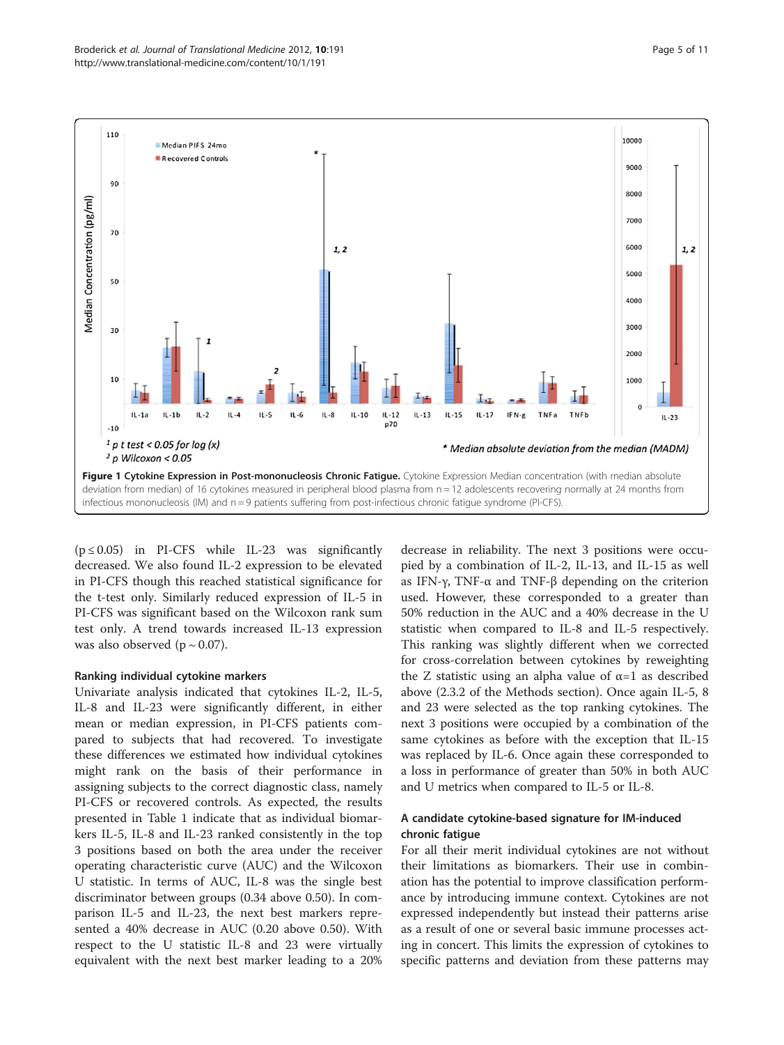**Figure 1 Cytokine Expression in Post-mononucleosis Chronic Fatigue.** Cytokine Expression Median concentration (with median absolute deviation from median) of 16 cytokines measured in peripheral blood plasma from n = 12 adolescents recovering normally at 24 months from infectious mononucleosis (IM) and n = 9 patients suffering from post-infectious chronic fatigue syndrome (PI-CFS).

($p \leq 0.05$) in PI-CFS while IL-23 was significantly decreased. We also found IL-2 expression to be elevated in PI-CFS though this reached statistical significance for the t-test only. Similarly reduced expression of IL-5 in PI-CFS was significant based on the Wilcoxon rank sum test only. A trend towards increased IL-13 expression was also observed ($p \sim 0.07$).

### Ranking individual cytokine markers

Univariate analysis indicated that cytokines IL-2, IL-5, IL-8 and IL-23 were significantly different, in either mean or median expression, in PI-CFS patients compared to subjects that had recovered. To investigate these differences we estimated how individual cytokines might rank on the basis of their performance in assigning subjects to the correct diagnostic class, namely PI-CFS or recovered controls. As expected, the results presented in Table 1 indicate that as individual biomarkers IL-5, IL-8 and IL-23 ranked consistently in the top 3 positions based on both the area under the receiver operating characteristic curve (AUC) and the Wilcoxon U statistic. In terms of AUC, IL-8 was the single best discriminator between groups (0.34 above 0.50). In comparison IL-5 and IL-23, the next best markers represented a 40% decrease in AUC (0.20 above 0.50). With respect to the U statistic IL-8 and 23 were virtually equivalent with the next best marker leading to a 20% decrease in reliability. The next 3 positions were occupied by a combination of IL-2, IL-13, and IL-15 as well as IFN-γ, TNF-α and TNF-β depending on the criterion used. However, these corresponded to a greater than 50% reduction in the AUC and a 40% decrease in the U statistic when compared to IL-8 and IL-5 respectively. This ranking was slightly different when we corrected for cross-correlation between cytokines by reweighting the Z statistic using an alpha value of $\alpha=1$ as described above (2.3.2 of the Methods section). Once again IL-5, 8 and 23 were selected as the top ranking cytokines. The next 3 positions were occupied by a combination of the same cytokines as before with the exception that IL-15 was replaced by IL-6. Once again these corresponded to a loss in performance of greater than 50% in both AUC and U metrics when compared to IL-5 or IL-8.

### A candidate cytokine-based signature for IM-induced chronic fatigue

For all their merit individual cytokines are not without their limitations as biomarkers. Their use in combination has the potential to improve classification performance by introducing immune context. Cytokines are not expressed independently but instead their patterns arise as a result of one or several basic immune processes acting in concert. This limits the expression of cytokines to specific patterns and deviation from these patterns may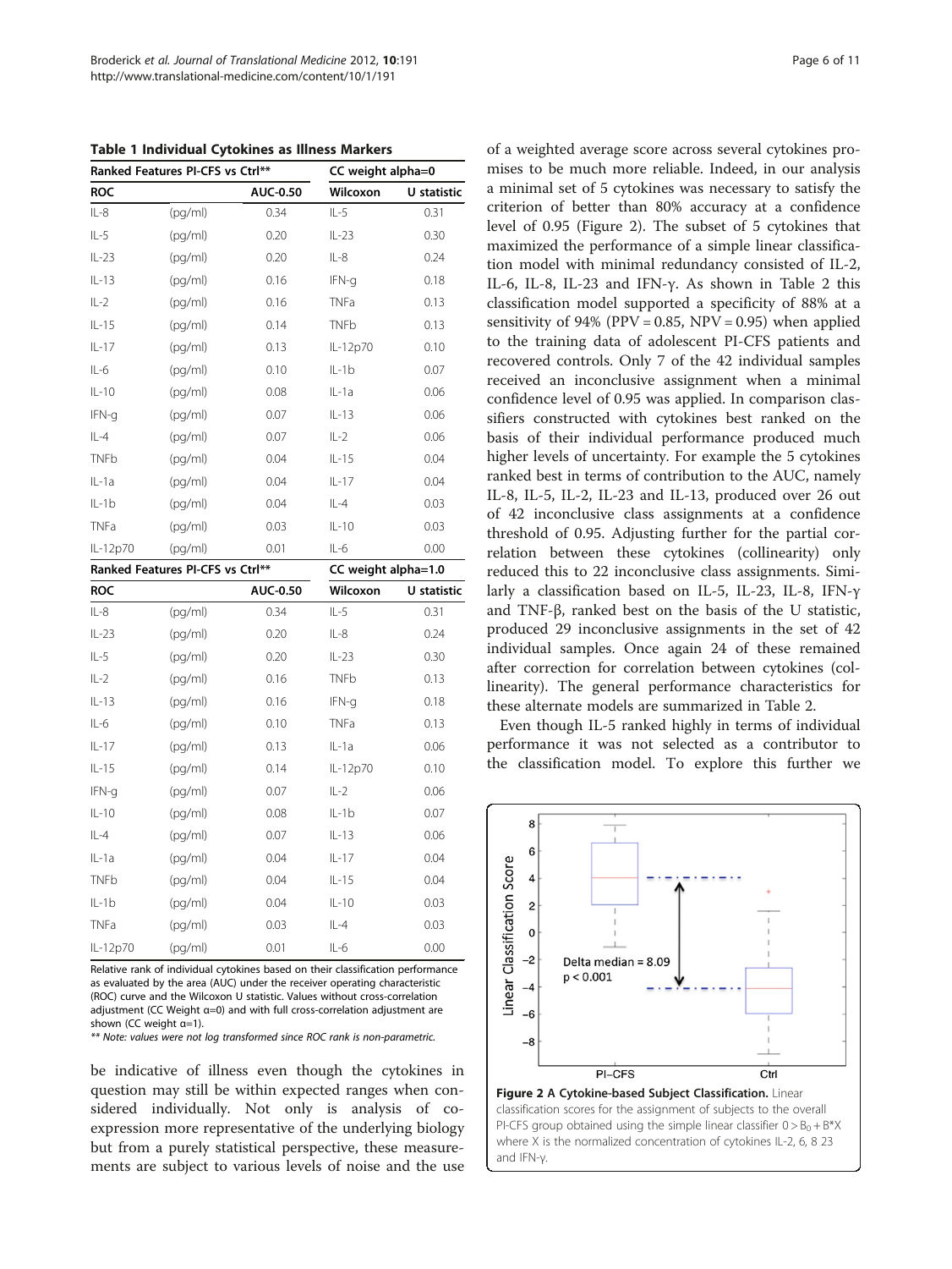**Table 1 Individual Cytokines as Illness Markers**

| Ranked Features PI-CFS vs Ctrl** | | | CC weight alpha=0 | |
|---|---|---|---|---|
| **ROC** | | **AUC-0.50** | **Wilcoxon** | **U statistic** |
| IL-8 | (pg/ml) | 0.34 | IL-5 | 0.31 |
| IL-5 | (pg/ml) | 0.20 | IL-23 | 0.30 |
| IL-23 | (pg/ml) | 0.20 | IL-8 | 0.24 |
| IL-13 | (pg/ml) | 0.16 | IFN-g | 0.18 |
| IL-2 | (pg/ml) | 0.16 | TNFa | 0.13 |
| IL-15 | (pg/ml) | 0.14 | TNFb | 0.13 |
| IL-17 | (pg/ml) | 0.13 | IL-12p70 | 0.10 |
| IL-6 | (pg/ml) | 0.10 | IL-1b | 0.07 |
| IL-10 | (pg/ml) | 0.08 | IL-1a | 0.06 |
| IFN-g | (pg/ml) | 0.07 | IL-13 | 0.06 |
| IL-4 | (pg/ml) | 0.07 | IL-2 | 0.06 |
| TNFb | (pg/ml) | 0.04 | IL-15 | 0.04 |
| IL-1a | (pg/ml) | 0.04 | IL-17 | 0.04 |
| IL-1b | (pg/ml) | 0.04 | IL-4 | 0.03 |
| TNFa | (pg/ml) | 0.03 | IL-10 | 0.03 |
| IL-12p70 | (pg/ml) | 0.01 | IL-6 | 0.00 |
| **Ranked Features PI-CFS vs Ctrl**** | | | **CC weight alpha=1.0** | |
| **ROC** | | **AUC-0.50** | **Wilcoxon** | **U statistic** |
| IL-8 | (pg/ml) | 0.34 | IL-5 | 0.31 |
| IL-23 | (pg/ml) | 0.20 | IL-8 | 0.24 |
| IL-5 | (pg/ml) | 0.20 | IL-23 | 0.30 |
| IL-2 | (pg/ml) | 0.16 | TNFb | 0.13 |
| IL-13 | (pg/ml) | 0.16 | IFN-g | 0.18 |
| IL-6 | (pg/ml) | 0.10 | TNFa | 0.13 |
| IL-17 | (pg/ml) | 0.13 | IL-1a | 0.06 |
| IL-15 | (pg/ml) | 0.14 | IL-12p70 | 0.10 |
| IFN-g | (pg/ml) | 0.07 | IL-2 | 0.06 |
| IL-10 | (pg/ml) | 0.08 | IL-1b | 0.07 |
| IL-4 | (pg/ml) | 0.07 | IL-13 | 0.06 |
| IL-1a | (pg/ml) | 0.04 | IL-17 | 0.04 |
| TNFb | (pg/ml) | 0.04 | IL-15 | 0.04 |
| IL-1b | (pg/ml) | 0.04 | IL-10 | 0.03 |
| TNFa | (pg/ml) | 0.03 | IL-4 | 0.03 |
| IL-12p70 | (pg/ml) | 0.01 | IL-6 | 0.00 |

Relative rank of individual cytokines based on their classification performance as evaluated by the area (AUC) under the receiver operating characteristic (ROC) curve and the Wilcoxon U statistic. Values without cross-correlation adjustment (CC Weight α=0) and with full cross-correlation adjustment are shown (CC weight α=1).

*** Note: values were not log transformed since ROC rank is non-parametric.*

be indicative of illness even though the cytokines in question may still be within expected ranges when considered individually. Not only is analysis of co-expression more representative of the underlying biology but from a purely statistical perspective, these measurements are subject to various levels of noise and the use of a weighted average score across several cytokines promises to be much more reliable. Indeed, in our analysis a minimal set of 5 cytokines was necessary to satisfy the criterion of better than 80% accuracy at a confidence level of 0.95 (Figure 2). The subset of 5 cytokines that maximized the performance of a simple linear classification model with minimal redundancy consisted of IL-2, IL-6, IL-8, IL-23 and IFN-γ. As shown in Table 2 this classification model supported a specificity of 88% at a sensitivity of 94% (PPV = 0.85, NPV = 0.95) when applied to the training data of adolescent PI-CFS patients and recovered controls. Only 7 of the 42 individual samples received an inconclusive assignment when a minimal confidence level of 0.95 was applied. In comparison classifiers constructed with cytokines best ranked on the basis of their individual performance produced much higher levels of uncertainty. For example the 5 cytokines ranked best in terms of contribution to the AUC, namely IL-8, IL-5, IL-2, IL-23 and IL-13, produced over 26 out of 42 inconclusive class assignments at a confidence threshold of 0.95. Adjusting further for the partial correlation between these cytokines (collinearity) only reduced this to 22 inconclusive class assignments. Similarly a classification based on IL-5, IL-23, IL-8, IFN-γ and TNF-β, ranked best on the basis of the U statistic, produced 29 inconclusive assignments in the set of 42 individual samples. Once again 24 of these remained after correction for correlation between cytokines (collinearity). The general performance characteristics for these alternate models are summarized in Table 2.

Even though IL-5 ranked highly in terms of individual performance it was not selected as a contributor to the classification model. To explore this further we

**Figure 2 A Cytokine-based Subject Classification.** Linear classification scores for the assignment of subjects to the overall PI-CFS group obtained using the simple linear classifier $0 > B_0 + B^*X$ where X is the normalized concentration of cytokines IL-2, 6, 8 23 and IFN-γ.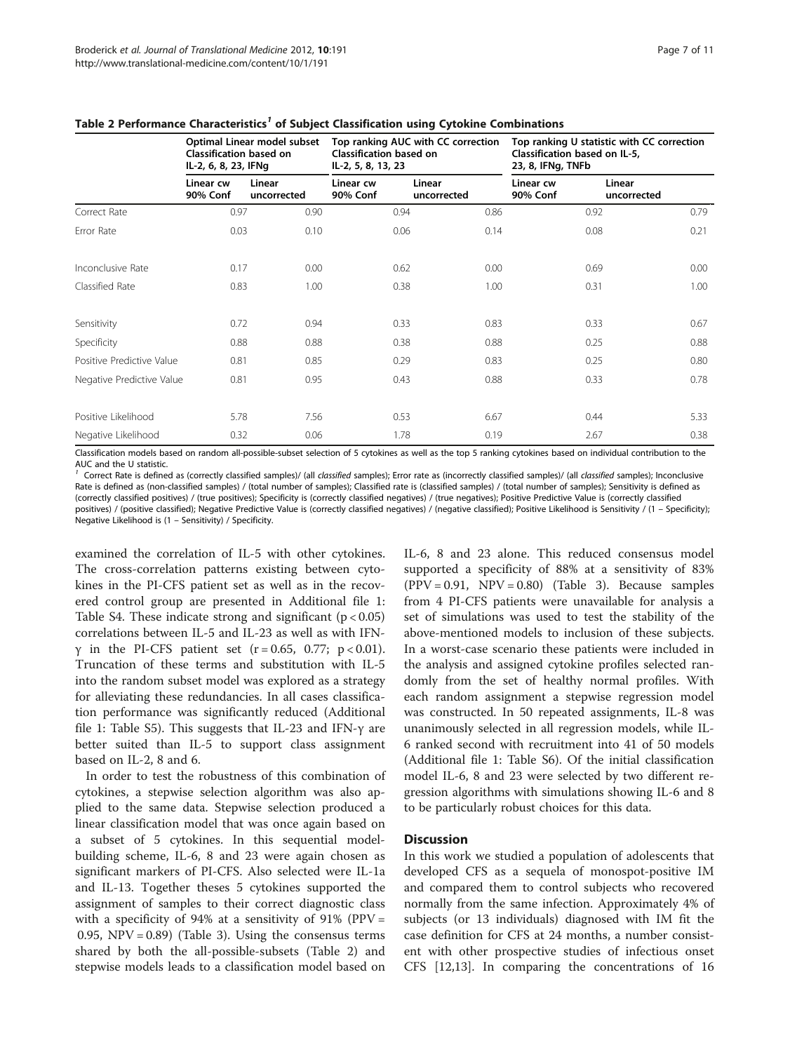**Table 2 Performance Characteristics[1] of Subject Classification using Cytokine Combinations**

| | Optimal Linear model subset Classification based on IL-2, 6, 8, 23, IFNg | | Top ranking AUC with CC correction Classification based on IL-2, 5, 8, 13, 23 | | Top ranking U statistic with CC correction Classification based on IL-5, 23, 8, IFNg, TNFb | |
|---|---|---|---|---|---|---|
| | Linear cw 90% Conf | Linear uncorrected | Linear cw 90% Conf | Linear uncorrected | Linear cw 90% Conf | Linear uncorrected |
| Correct Rate | 0.97 | 0.90 | 0.94 | 0.86 | 0.92 | 0.79 |
| Error Rate | 0.03 | 0.10 | 0.06 | 0.14 | 0.08 | 0.21 |
| Inconclusive Rate | 0.17 | 0.00 | 0.62 | 0.00 | 0.69 | 0.00 |
| Classified Rate | 0.83 | 1.00 | 0.38 | 1.00 | 0.31 | 1.00 |
| Sensitivity | 0.72 | 0.94 | 0.33 | 0.83 | 0.33 | 0.67 |
| Specificity | 0.88 | 0.88 | 0.38 | 0.88 | 0.25 | 0.88 |
| Positive Predictive Value | 0.81 | 0.85 | 0.29 | 0.83 | 0.25 | 0.80 |
| Negative Predictive Value | 0.81 | 0.95 | 0.43 | 0.88 | 0.33 | 0.78 |
| Positive Likelihood | 5.78 | 7.56 | 0.53 | 6.67 | 0.44 | 5.33 |
| Negative Likelihood | 0.32 | 0.06 | 1.78 | 0.19 | 2.67 | 0.38 |

Classification models based on random all-possible-subset selection of 5 cytokines as well as the top 5 ranking cytokines based on individual contribution to the AUC and the U statistic.

[1] Correct Rate is defined as (correctly classified samples)/ (all *classified* samples); Error rate as (incorrectly classified samples)/ (all *classified* samples); Inconclusive Rate is defined as (non-classified samples) / (total number of samples); Classified rate is (classified samples) / (total number of samples); Sensitivity is defined as (correctly classified positives) / (true positives); Specificity is (correctly classified negatives) / (true negatives); Positive Predictive Value is (correctly classified positives) / (positive classified); Negative Predictive Value is (correctly classified negatives) / (negative classified); Positive Likelihood is Sensitivity / (1 – Specificity); Negative Likelihood is (1 – Sensitivity) / Specificity.

examined the correlation of IL-5 with other cytokines. The cross-correlation patterns existing between cytokines in the PI-CFS patient set as well as in the recovered control group are presented in Additional file 1: Table S4. These indicate strong and significant ($p < 0.05$) correlations between IL-5 and IL-23 as well as with IFN-γ in the PI-CFS patient set ($r = 0.65$, $0.77$; $p < 0.01$). Truncation of these terms and substitution with IL-5 into the random subset model was explored as a strategy for alleviating these redundancies. In all cases classification performance was significantly reduced (Additional file 1: Table S5). This suggests that IL-23 and IFN-γ are better suited than IL-5 to support class assignment based on IL-2, 8 and 6.

In order to test the robustness of this combination of cytokines, a stepwise selection algorithm was also applied to the same data. Stepwise selection produced a linear classification model that was once again based on a subset of 5 cytokines. In this sequential model-building scheme, IL-6, 8 and 23 were again chosen as significant markers of PI-CFS. Also selected were IL-1a and IL-13. Together theses 5 cytokines supported the assignment of samples to their correct diagnostic class with a specificity of 94% at a sensitivity of 91% (PPV = 0.95, NPV = 0.89) (Table 3). Using the consensus terms shared by both the all-possible-subsets (Table 2) and stepwise models leads to a classification model based on IL-6, 8 and 23 alone. This reduced consensus model supported a specificity of 88% at a sensitivity of 83% (PPV = 0.91, NPV = 0.80) (Table 3). Because samples from 4 PI-CFS patients were unavailable for analysis a set of simulations was used to test the stability of the above-mentioned models to inclusion of these subjects. In a worst-case scenario these patients were included in the analysis and assigned cytokine profiles selected randomly from the set of healthy normal profiles. With each random assignment a stepwise regression model was constructed. In 50 repeated assignments, IL-8 was unanimously selected in all regression models, while IL-6 ranked second with recruitment into 41 of 50 models (Additional file 1: Table S6). Of the initial classification model IL-6, 8 and 23 were selected by two different regression algorithms with simulations showing IL-6 and 8 to be particularly robust choices for this data.

## Discussion

In this work we studied a population of adolescents that developed CFS as a sequela of monospot-positive IM and compared them to control subjects who recovered normally from the same infection. Approximately 4% of subjects (or 13 individuals) diagnosed with IM fit the case definition for CFS at 24 months, a number consistent with other prospective studies of infectious onset CFS [12,13]. In comparing the concentrations of 16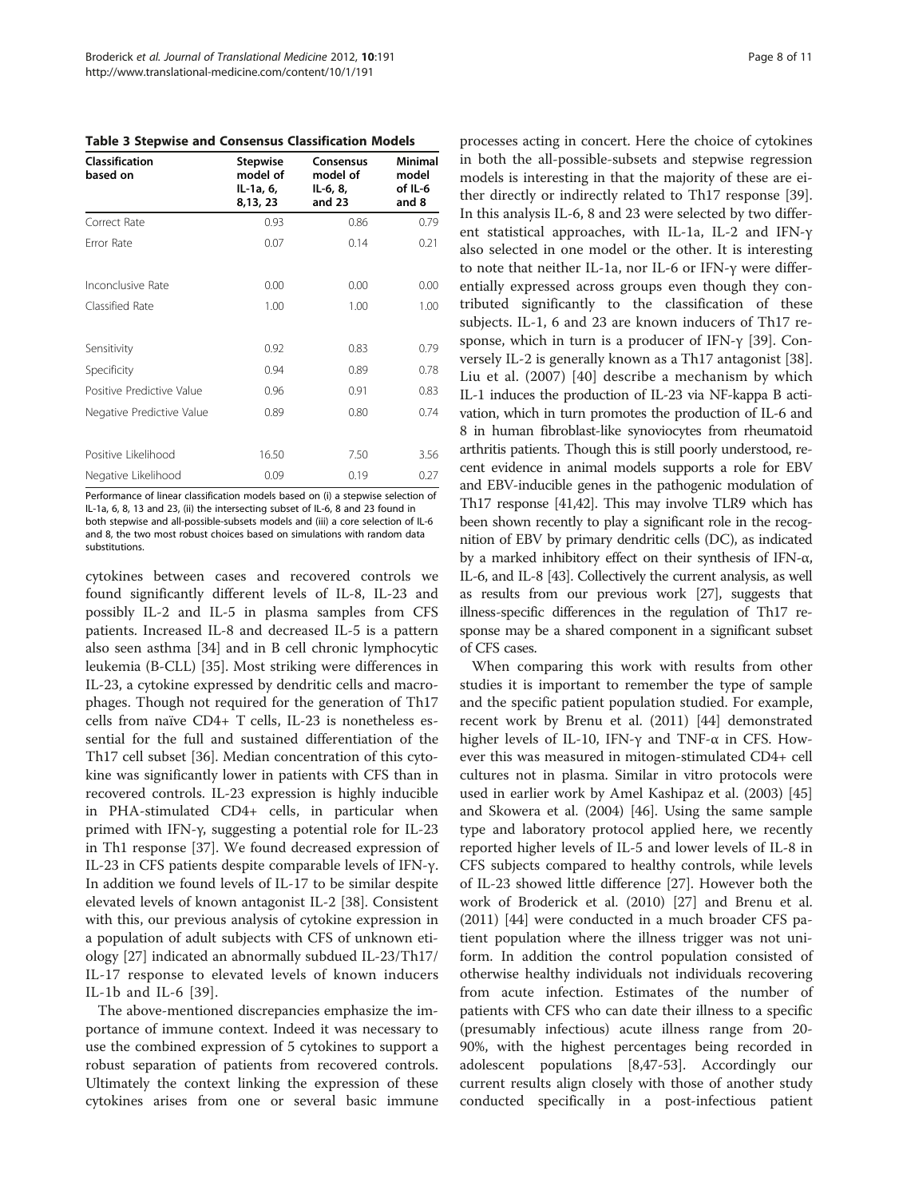**Table 3 Stepwise and Consensus Classification Models**

| Classification based on | Stepwise model of IL-1a, 6, 8,13, 23 | Consensus model of IL-6, 8, and 23 | Minimal model of IL-6 and 8 |
|---|---|---|---|
| Correct Rate | 0.93 | 0.86 | 0.79 |
| Error Rate | 0.07 | 0.14 | 0.21 |
| Inconclusive Rate | 0.00 | 0.00 | 0.00 |
| Classified Rate | 1.00 | 1.00 | 1.00 |
| Sensitivity | 0.92 | 0.83 | 0.79 |
| Specificity | 0.94 | 0.89 | 0.78 |
| Positive Predictive Value | 0.96 | 0.91 | 0.83 |
| Negative Predictive Value | 0.89 | 0.80 | 0.74 |
| Positive Likelihood | 16.50 | 7.50 | 3.56 |
| Negative Likelihood | 0.09 | 0.19 | 0.27 |

Performance of linear classification models based on (i) a stepwise selection of IL-1a, 6, 8, 13 and 23, (ii) the intersecting subset of IL-6, 8 and 23 found in both stepwise and all-possible-subsets models and (iii) a core selection of IL-6 and 8, the two most robust choices based on simulations with random data substitutions.

cytokines between cases and recovered controls we found significantly different levels of IL-8, IL-23 and possibly IL-2 and IL-5 in plasma samples from CFS patients. Increased IL-8 and decreased IL-5 is a pattern also seen asthma [34] and in B cell chronic lymphocytic leukemia (B-CLL) [35]. Most striking were differences in IL-23, a cytokine expressed by dendritic cells and macrophages. Though not required for the generation of Th17 cells from naïve CD4+ T cells, IL-23 is nonetheless essential for the full and sustained differentiation of the Th17 cell subset [36]. Median concentration of this cytokine was significantly lower in patients with CFS than in recovered controls. IL-23 expression is highly inducible in PHA-stimulated CD4+ cells, in particular when primed with IFN-γ, suggesting a potential role for IL-23 in Th1 response [37]. We found decreased expression of IL-23 in CFS patients despite comparable levels of IFN-γ. In addition we found levels of IL-17 to be similar despite elevated levels of known antagonist IL-2 [38]. Consistent with this, our previous analysis of cytokine expression in a population of adult subjects with CFS of unknown etiology [27] indicated an abnormally subdued IL-23/Th17/IL-17 response to elevated levels of known inducers IL-1b and IL-6 [39].

The above-mentioned discrepancies emphasize the importance of immune context. Indeed it was necessary to use the combined expression of 5 cytokines to support a robust separation of patients from recovered controls. Ultimately the context linking the expression of these cytokines arises from one or several basic immune processes acting in concert. Here the choice of cytokines in both the all-possible-subsets and stepwise regression models is interesting in that the majority of these are either directly or indirectly related to Th17 response [39]. In this analysis IL-6, 8 and 23 were selected by two different statistical approaches, with IL-1a, IL-2 and IFN-γ also selected in one model or the other. It is interesting to note that neither IL-1a, nor IL-6 or IFN-γ were differentially expressed across groups even though they contributed significantly to the classification of these subjects. IL-1, 6 and 23 are known inducers of Th17 response, which in turn is a producer of IFN-γ [39]. Conversely IL-2 is generally known as a Th17 antagonist [38]. Liu et al. (2007) [40] describe a mechanism by which IL-1 induces the production of IL-23 via NF-kappa B activation, which in turn promotes the production of IL-6 and 8 in human fibroblast-like synoviocytes from rheumatoid arthritis patients. Though this is still poorly understood, recent evidence in animal models supports a role for EBV and EBV-inducible genes in the pathogenic modulation of Th17 response [41,42]. This may involve TLR9 which has been shown recently to play a significant role in the recognition of EBV by primary dendritic cells (DC), as indicated by a marked inhibitory effect on their synthesis of IFN-α, IL-6, and IL-8 [43]. Collectively the current analysis, as well as results from our previous work [27], suggests that illness-specific differences in the regulation of Th17 response may be a shared component in a significant subset of CFS cases.

When comparing this work with results from other studies it is important to remember the type of sample and the specific patient population studied. For example, recent work by Brenu et al. (2011) [44] demonstrated higher levels of IL-10, IFN-γ and TNF-α in CFS. However this was measured in mitogen-stimulated CD4+ cell cultures not in plasma. Similar in vitro protocols were used in earlier work by Amel Kashipaz et al. (2003) [45] and Skowera et al. (2004) [46]. Using the same sample type and laboratory protocol applied here, we recently reported higher levels of IL-5 and lower levels of IL-8 in CFS subjects compared to healthy controls, while levels of IL-23 showed little difference [27]. However both the work of Broderick et al. (2010) [27] and Brenu et al. (2011) [44] were conducted in a much broader CFS patient population where the illness trigger was not uniform. In addition the control population consisted of otherwise healthy individuals not individuals recovering from acute infection. Estimates of the number of patients with CFS who can date their illness to a specific (presumably infectious) acute illness range from 20-90%, with the highest percentages being recorded in adolescent populations [8,47-53]. Accordingly our current results align closely with those of another study conducted specifically in a post-infectious patient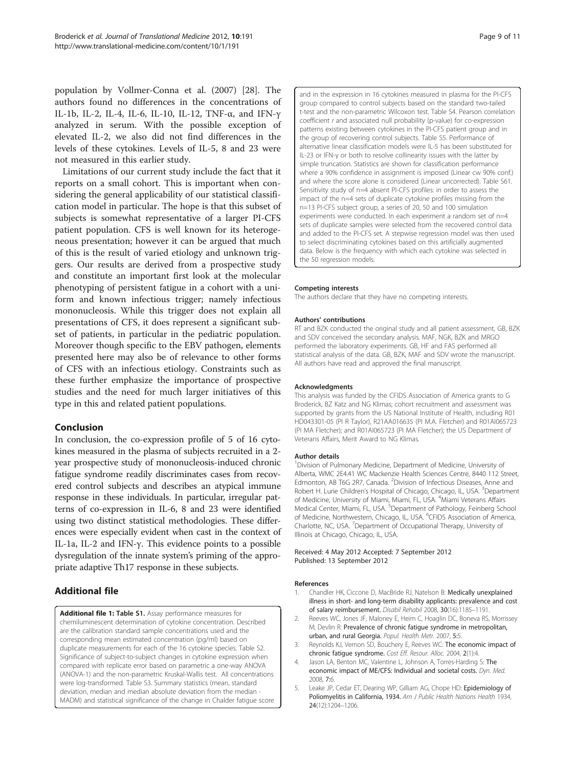population by Vollmer-Conna et al. (2007) [28]. The authors found no differences in the concentrations of IL-1b, IL-2, IL-4, IL-6, IL-10, IL-12, TNF-α, and IFN-γ analyzed in serum. With the possible exception of elevated IL-2, we also did not find differences in the levels of these cytokines. Levels of IL-5, 8 and 23 were not measured in this earlier study.

Limitations of our current study include the fact that it reports on a small cohort. This is important when considering the general applicability of our statistical classification model in particular. The hope is that this subset of subjects is somewhat representative of a larger PI-CFS patient population. CFS is well known for its heterogeneous presentation; however it can be argued that much of this is the result of varied etiology and unknown triggers. Our results are derived from a prospective study and constitute an important first look at the molecular phenotyping of persistent fatigue in a cohort with a uniform and known infectious trigger; namely infectious mononucleosis. While this trigger does not explain all presentations of CFS, it does represent a significant subset of patients, in particular in the pediatric population. Moreover though specific to the EBV pathogen, elements presented here may also be of relevance to other forms of CFS with an infectious etiology. Constraints such as these further emphasize the importance of prospective studies and the need for much larger initiatives of this type in this and related patient populations.

## Conclusion

In conclusion, the co-expression profile of 5 of 16 cytokines measured in the plasma of subjects recruited in a 2-year prospective study of mononucleosis-induced chronic fatigue syndrome readily discriminates cases from recovered control subjects and describes an atypical immune response in these individuals. In particular, irregular patterns of co-expression in IL-6, 8 and 23 were identified using two distinct statistical methodologies. These differences were especially evident when cast in the context of IL-1a, IL-2 and IFN-γ. This evidence points to a possible dysregulation of the innate system's priming of the appropriate adaptive Th17 response in these subjects.

## Additional file

**Additional file 1: Table S1.** Assay performance measures for chemiluminescent determination of cytokine concentration. Described are the calibration standard sample concentrations used and the corresponding mean estimated concentration (pg/ml) based on duplicate measurements for each of the 16 cytokine species. Table S2. Significance of subject-to-subject changes in cytokine expression when compared with replicate error based on parametric a one-way ANOVA (ANOVA-1) and the non-parametric Kruskal-Wallis test. All concentrations were log-transformed. Table S3. Summary statistics (mean, standard deviation, median and median absolute deviation from the median - MADM) and statistical significance of the change in Chalder fatigue score and in the expression in 16 cytokines measured in plasma for the PI-CFS group compared to control subjects based on the standard two-tailed t-test and the non-parametric Wilcoxon test. Table S4. Pearson correlation coefficient *r* and associated null probability (p-value) for co-expression patterns existing between cytokines in the PI-CFS patient group and in the group of recovering control subjects. Table S5. Performance of alternative linear classification models were IL-5 has been substituted for IL-23 or IFN-γ or both to resolve collinearity issues with the latter by simple truncation. Statistics are shown for classification performance where a 90% confidence in assignment is imposed (Linear cw 90% conf.) and where the score alone is considered (Linear uncorrected). Table S61. Sensitivity study of n=4 absent PI-CFS profiles: in order to assess the impact of the n=4 sets of duplicate cytokine profiles missing from the n=13 PI-CFS subject group, a series of 20, 50 and 100 simulation experiments were conducted. In each experiment a random set of n=4 sets of duplicate samples were selected from the recovered control data and added to the PI-CFS set. A stepwise regression model was then used to select discriminating cytokines based on this artificially augmented data. Below is the frequency with which each cytokine was selected in the 50 regression models.

#### Competing interests

The authors declare that they have no competing interests.

#### Authors' contributions

RT and BZK conducted the original study and all patient assessment, GB, BZK and SDV conceived the secondary analysis. MAF, NGK, BZK and MRGO performed the laboratory experiments. GB, HF and FAS performed all statistical analysis of the data. GB, BZK, MAF and SDV wrote the manuscript. All authors have read and approved the final manuscript.

#### Acknowledgments

This analysis was funded by the CFIDS Association of America grants to G Broderick, BZ Katz and NG Klimas; cohort recruitment and assessment was supported by grants from the US National Institute of Health, including R01 HD043301-05 (PI R Taylor), R21AA016635 (PI M.A. Fletcher) and R01AI065723 (PI MA Fletcher); and R01AI065723 (PI MA Fletcher); the US Department of Veterans Affairs, Merit Award to NG Klimas.

#### Author details

[1]Division of Pulmonary Medicine, Department of Medicine, University of Alberta, WMC 2E4.41 WC Mackenzie Health Sciences Centre, 8440 112 Street, Edmonton, AB T6G 2R7, Canada. [2]Division of Infectious Diseases, Anne and Robert H. Lurie Children's Hospital of Chicago, Chicago, IL, USA. [3]Department of Medicine, University of Miami, Miami, FL, USA. [4]Miami Veterans Affairs Medical Center, Miami, FL, USA. [5]Department of Pathology, Feinberg School of Medicine, Northwestern, Chicago, IL, USA. [6]CFIDS Association of America, Charlotte, NC, USA. [7]Department of Occupational Therapy, University of Illinois at Chicago, Chicago, IL, USA.

Received: 4 May 2012 Accepted: 7 September 2012
Published: 13 September 2012

#### References

1. Chandler HK, Ciccone D, MacBride RJ, Natelson B: **Medically unexplained illness in short- and long-term disability applicants: prevalence and cost of salary reimbursement.** *Disabil Rehabil* 2008, **30**(16):1185–1191.
2. Reeves WC, Jones JF, Maloney E, Heim C, Hoaglin DC, Boneva RS, Morrissey M, Devlin R: **Prevalence of chronic fatigue syndrome in metropolitan, urban, and rural Georgia.** *Popul. Health Metr.* 2007, **5**:5.
3. Reynolds KJ, Vernon SD, Bouchery E, Reeves WC: **The economic impact of chronic fatigue syndrome.** *Cost Eff. Resour. Alloc.* 2004, **2**(1):4.
4. Jason LA, Benton MC, Valentine L, Johnson A, Torres-Harding S: **The economic impact of ME/CFS: Individual and societal costs.** *Dyn. Med.* 2008, **7**:6.
5. Leake JP, Cedar ET, Dearing WP, Gilliam AG, Chope HD: **Epidemiology of Poliomyelitis in California, 1934.** *Am J Public Health Nations Health* 1934, **24**(12):1204–1206.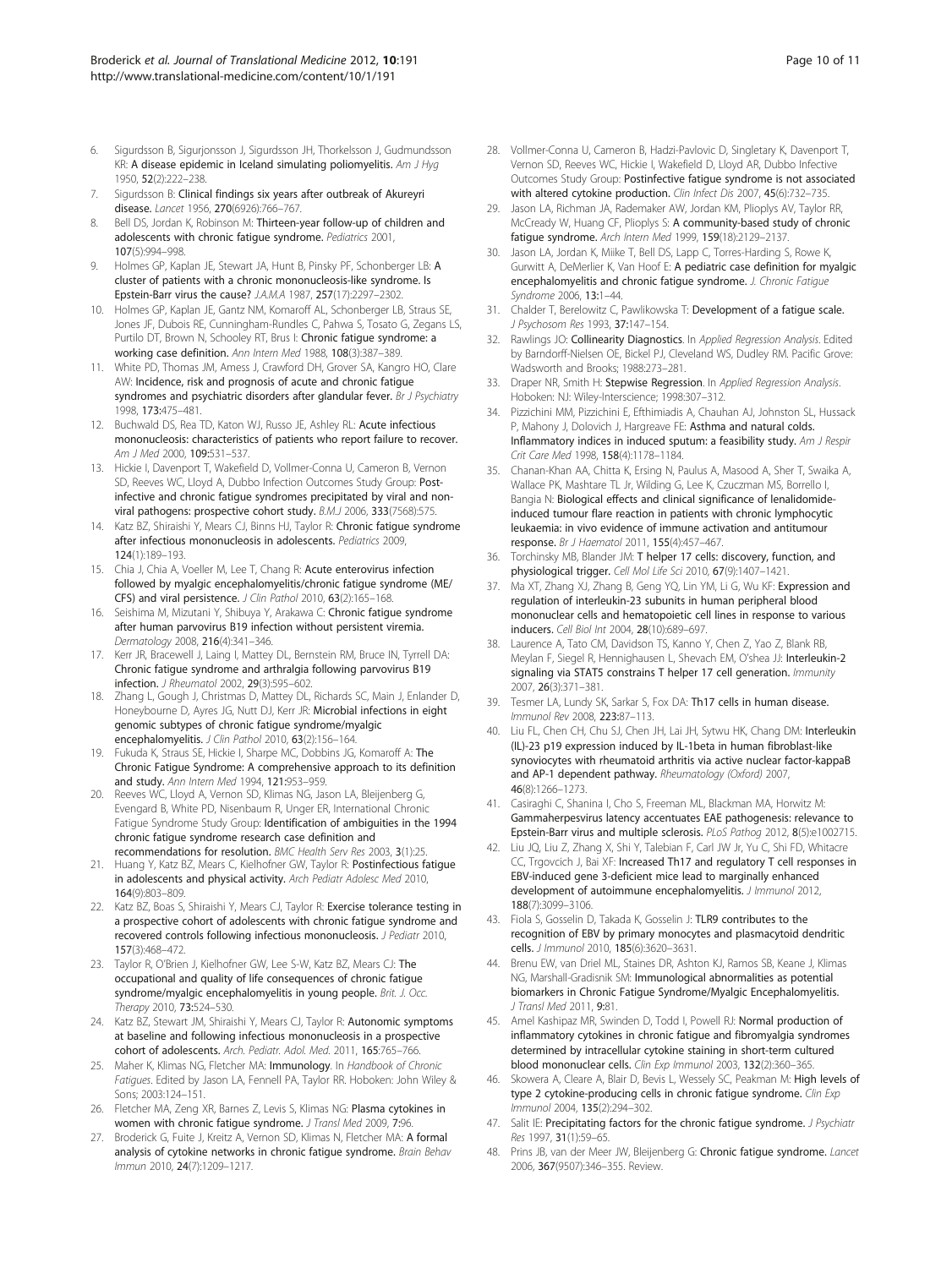6. Sigurdsson B, Sigurjonsson J, Sigurdsson JH, Thorkelsson J, Gudmundsson KR: **A disease epidemic in Iceland simulating poliomyelitis.** *Am J Hyg* 1950, **52**(2):222–238.
7. Sigurdsson B: **Clinical findings six years after outbreak of Akureyri disease.** *Lancet* 1956, **270**(6926):766–767.
8. Bell DS, Jordan K, Robinson M: **Thirteen-year follow-up of children and adolescents with chronic fatigue syndrome.** *Pediatrics* 2001, **107**(5):994–998.
9. Holmes GP, Kaplan JE, Stewart JA, Hunt B, Pinsky PF, Schonberger LB: **A cluster of patients with a chronic mononucleosis-like syndrome. Is Epstein-Barr virus the cause?** *J.A.M.A* 1987, **257**(17):2297–2302.
10. Holmes GP, Kaplan JE, Gantz NM, Komaroff AL, Schonberger LB, Straus SE, Jones JF, Dubois RE, Cunningham-Rundles C, Pahwa S, Tosato G, Zegans LS, Purtilo DT, Brown N, Schooley RT, Brus I: **Chronic fatigue syndrome: a working case definition.** *Ann Intern Med* 1988, **108**(3):387–389.
11. White PD, Thomas JM, Amess J, Crawford DH, Grover SA, Kangro HO, Clare AW: **Incidence, risk and prognosis of acute and chronic fatigue syndromes and psychiatric disorders after glandular fever.** *Br J Psychiatry* 1998, **173**:475–481.
12. Buchwald DS, Rea TD, Katon WJ, Russo JE, Ashley RL: **Acute infectious mononucleosis: characteristics of patients who report failure to recover.** *Am J Med* 2000, **109**:531–537.
13. Hickie I, Davenport T, Wakefield D, Vollmer-Conna U, Cameron B, Vernon SD, Reeves WC, Lloyd A, Dubbo Infection Outcomes Study Group: **Post-infective and chronic fatigue syndromes precipitated by viral and non-viral pathogens: prospective cohort study.** *B.M.J* 2006, **333**(7568):575.
14. Katz BZ, Shiraishi Y, Mears CJ, Binns HJ, Taylor R: **Chronic fatigue syndrome after infectious mononucleosis in adolescents.** *Pediatrics* 2009, **124**(1):189–193.
15. Chia J, Chia A, Voeller M, Lee T, Chang R: **Acute enterovirus infection followed by myalgic encephalomyelitis/chronic fatigue syndrome (ME/CFS) and viral persistence.** *J Clin Pathol* 2010, **63**(2):165–168.
16. Seishima M, Mizutani Y, Shibuya Y, Arakawa C: **Chronic fatigue syndrome after human parvovirus B19 infection without persistent viremia.** *Dermatology* 2008, **216**(4):341–346.
17. Kerr JR, Bracewell J, Laing I, Mattey DL, Bernstein RM, Bruce IN, Tyrrell DA: **Chronic fatigue syndrome and arthralgia following parvovirus B19 infection.** *J Rheumatol* 2002, **29**(3):595–602.
18. Zhang L, Gough J, Christmas D, Mattey DL, Richards SC, Main J, Enlander D, Honeybourne D, Ayres JG, Nutt DJ, Kerr JR: **Microbial infections in eight genomic subtypes of chronic fatigue syndrome/myalgic encephalomyelitis.** *J Clin Pathol* 2010, **63**(2):156–164.
19. Fukuda K, Straus SE, Hickie I, Sharpe MC, Dobbins JG, Komaroff A: **The Chronic Fatigue Syndrome: A comprehensive approach to its definition and study.** *Ann Intern Med* 1994, **121:**953–959.
20. Reeves WC, Lloyd A, Vernon SD, Klimas NG, Jason LA, Bleijenberg G, Evengard B, White PD, Nisenbaum R, Unger ER, International Chronic Fatigue Syndrome Study Group: **Identification of ambiguities in the 1994 chronic fatigue syndrome research case definition and recommendations for resolution.** *BMC Health Serv Res* 2003, **3**(1):25.
21. Huang Y, Katz BZ, Mears C, Kielhofner GW, Taylor R: **Postinfectious fatigue in adolescents and physical activity.** *Arch Pediatr Adolesc Med* 2010, **164**(9):803–809.
22. Katz BZ, Boas S, Shiraishi Y, Mears CJ, Taylor R: **Exercise tolerance testing in a prospective cohort of adolescents with chronic fatigue syndrome and recovered controls following infectious mononucleosis.** *J Pediatr* 2010, **157**(3):468–472.
23. Taylor R, O'Brien J, Kielhofner GW, Lee S-W, Katz BZ, Mears CJ: **The occupational and quality of life consequences of chronic fatigue syndrome/myalgic encephalomyelitis in young people.** *Brit. J. Occ. Therapy* 2010, **73:**524–530.
24. Katz BZ, Stewart JM, Shiraishi Y, Mears CJ, Taylor R: **Autonomic symptoms at baseline and following infectious mononucleosis in a prospective cohort of adolescents.** *Arch. Pediatr. Adol. Med.* 2011, **165**:765–766.
25. Maher K, Klimas NG, Fletcher MA: **Immunology.** In *Handbook of Chronic Fatigues*. Edited by Jason LA, Fennell PA, Taylor RR. Hoboken: John Wiley & Sons; 2003:124–151.
26. Fletcher MA, Zeng XR, Barnes Z, Levis S, Klimas NG: **Plasma cytokines in women with chronic fatigue syndrome.** *J Transl Med* 2009, **7:**96.
27. Broderick G, Fuite J, Kreitz A, Vernon SD, Klimas N, Fletcher MA: **A formal analysis of cytokine networks in chronic fatigue syndrome.** *Brain Behav Immun* 2010, **24**(7):1209–1217.
28. Vollmer-Conna U, Cameron B, Hadzi-Pavlovic D, Singletary K, Davenport T, Vernon SD, Reeves WC, Hickie I, Wakefield D, Lloyd AR, Dubbo Infective Outcomes Study Group: **Postinfective fatigue syndrome is not associated with altered cytokine production.** *Clin Infect Dis* 2007, **45**(6):732–735.
29. Jason LA, Richman JA, Rademaker AW, Jordan KM, Plioplys AV, Taylor RR, McCready W, Huang CF, Plioplys S: **A community-based study of chronic fatigue syndrome.** *Arch Intern Med* 1999, **159**(18):2129–2137.
30. Jason LA, Jordan K, Miike T, Bell DS, Lapp C, Torres-Harding S, Rowe K, Gurwitt A, DeMerlier K, Van Hoof E: **A pediatric case definition for myalgic encephalomyelitis and chronic fatigue syndrome.** *J. Chronic Fatigue Syndrome* 2006, **13:**1–44.
31. Chalder T, Berelowitz C, Pawlikowska T: **Development of a fatigue scale.** *J Psychosom Res* 1993, **37:**147–154.
32. Rawlings JO: **Collinearity Diagnostics**. In *Applied Regression Analysis*. Edited by Barndorff-Nielsen OE, Bickel PJ, Cleveland WS, Dudley RM. Pacific Grove: Wadsworth and Brooks; 1988:273–281.
33. Draper NR, Smith H: **Stepwise Regression**. In *Applied Regression Analysis*. Hoboken: NJ: Wiley-Interscience; 1998:307–312.
34. Pizzichini MM, Pizzichini E, Efthimiadis A, Chauhan AJ, Johnston SL, Hussack P, Mahony J, Dolovich J, Hargreave FE: **Asthma and natural colds. Inflammatory indices in induced sputum: a feasibility study.** *Am J Respir Crit Care Med* 1998, **158**(4):1178–1184.
35. Chanan-Khan AA, Chitta K, Ersing N, Paulus A, Masood A, Sher T, Swaika A, Wallace PK, Mashtare TL Jr, Wilding G, Lee K, Czuczman MS, Borrello I, Bangia N: **Biological effects and clinical significance of lenalidomide-induced tumour flare reaction in patients with chronic lymphocytic leukaemia: in vivo evidence of immune activation and antitumour response.** *Br J Haematol* 2011, **155**(4):457–467.
36. Torchinsky MB, Blander JM: **T helper 17 cells: discovery, function, and physiological trigger.** *Cell Mol Life Sci* 2010, **67**(9):1407–1421.
37. Ma XT, Zhang XJ, Zhang B, Geng YQ, Lin YM, Li G, Wu KF: **Expression and regulation of interleukin-23 subunits in human peripheral blood mononuclear cells and hematopoietic cell lines in response to various inducers.** *Cell Biol Int* 2004, **28**(10):689–697.
38. Laurence A, Tato CM, Davidson TS, Kanno Y, Chen Z, Yao Z, Blank RB, Meylan F, Siegel R, Hennighausen L, Shevach EM, O'shea JJ: **Interleukin-2 signaling via STAT5 constrains T helper 17 cell generation.** *Immunity* 2007, **26**(3):371–381.
39. Tesmer LA, Lundy SK, Sarkar S, Fox DA: **Th17 cells in human disease.** *Immunol Rev* 2008, **223:**87–113.
40. Liu FL, Chen CH, Chu SJ, Chen JH, Lai JH, Sytwu HK, Chang DM: **Interleukin (IL)-23 p19 expression induced by IL-1beta in human fibroblast-like synoviocytes with rheumatoid arthritis via active nuclear factor-kappaB and AP-1 dependent pathway.** *Rheumatology (Oxford)* 2007, **46**(8):1266–1273.
41. Casiraghi C, Shanina I, Cho S, Freeman ML, Blackman MA, Horwitz M: **Gammaherpesvirus latency accentuates EAE pathogenesis: relevance to Epstein-Barr virus and multiple sclerosis.** *PLoS Pathog* 2012, **8**(5):e1002715.
42. Liu JQ, Liu Z, Zhang X, Shi Y, Talebian F, Carl JW Jr, Yu C, Shi FD, Whitacre CC, Trgovcich J, Bai XF: **Increased Th17 and regulatory T cell responses in EBV-induced gene 3-deficient mice lead to marginally enhanced development of autoimmune encephalomyelitis.** *J Immunol* 2012, **188**(7):3099–3106.
43. Fiola S, Gosselin D, Takada K, Gosselin J: **TLR9 contributes to the recognition of EBV by primary monocytes and plasmacytoid dendritic cells.** *J Immunol* 2010, **185**(6):3620–3631.
44. Brenu EW, van Driel ML, Staines DR, Ashton KJ, Ramos SB, Keane J, Klimas NG, Marshall-Gradisnik SM: **Immunological abnormalities as potential biomarkers in Chronic Fatigue Syndrome/Myalgic Encephalomyelitis.** *J Transl Med* 2011, **9:**81.
45. Amel Kashipaz MR, Swinden D, Todd I, Powell RJ: **Normal production of inflammatory cytokines in chronic fatigue and fibromyalgia syndromes determined by intracellular cytokine staining in short-term cultured blood mononuclear cells.** *Clin Exp Immunol* 2003, **132**(2):360–365.
46. Skowera A, Cleare A, Blair D, Bevis L, Wessely SC, Peakman M: **High levels of type 2 cytokine-producing cells in chronic fatigue syndrome.** *Clin Exp Immunol* 2004, **135**(2):294–302.
47. Salit IE: **Precipitating factors for the chronic fatigue syndrome.** *J Psychiatr Res* 1997, **31**(1):59–65.
48. Prins JB, van der Meer JW, Bleijenberg G: **Chronic fatigue syndrome.** *Lancet* 2006, **367**(9507):346–355. Review.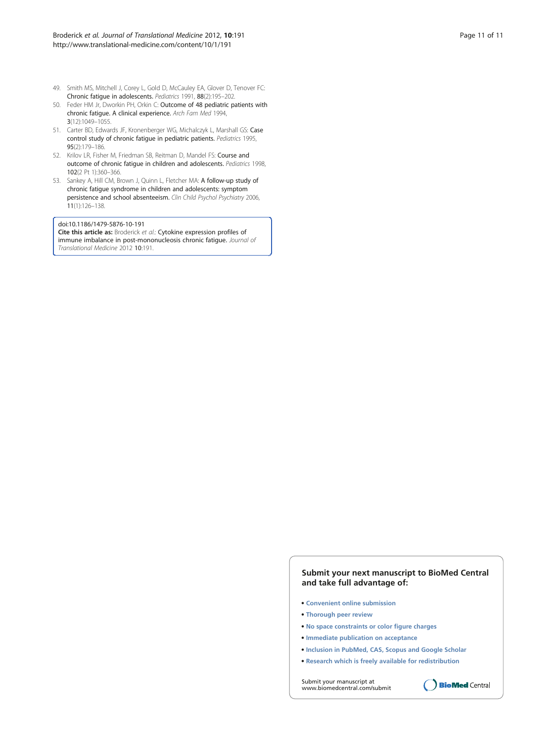49. Smith MS, Mitchell J, Corey L, Gold D, McCauley EA, Glover D, Tenover FC: **Chronic fatigue in adolescents.** *Pediatrics* 1991, **88**(2):195–202.
50. Feder HM Jr, Dworkin PH, Orkin C: **Outcome of 48 pediatric patients with chronic fatigue. A clinical experience.** *Arch Fam Med* 1994, **3**(12):1049–1055.
51. Carter BD, Edwards JF, Kronenberger WG, Michalczyk L, Marshall GS: **Case control study of chronic fatigue in pediatric patients.** *Pediatrics* 1995, **95**(2):179–186.
52. Krilov LR, Fisher M, Friedman SB, Reitman D, Mandel FS: **Course and outcome of chronic fatigue in children and adolescents.** *Pediatrics* 1998, **102**(2 Pt 1):360–366.
53. Sankey A, Hill CM, Brown J, Quinn L, Fletcher MA: **A follow-up study of chronic fatigue syndrome in children and adolescents: symptom persistence and school absenteeism.** *Clin Child Psychol Psychiatry* 2006, **11**(1):126–138.

doi:10.1186/1479-5876-10-191

**Cite this article as:** Broderick *et al.*: Cytokine expression profiles of immune imbalance in post-mononucleosis chronic fatigue. *Journal of Translational Medicine* 2012 **10**:191.

**Submit your next manuscript to BioMed Central and take full advantage of:**

- **Convenient online submission**
- **Thorough peer review**
- **No space constraints or color figure charges**
- **Immediate publication on acceptance**
- **Inclusion in PubMed, CAS, Scopus and Google Scholar**
- **Research which is freely available for redistribution**

Submit your manuscript at
www.biomedcentral.com/submit

BioMed Central